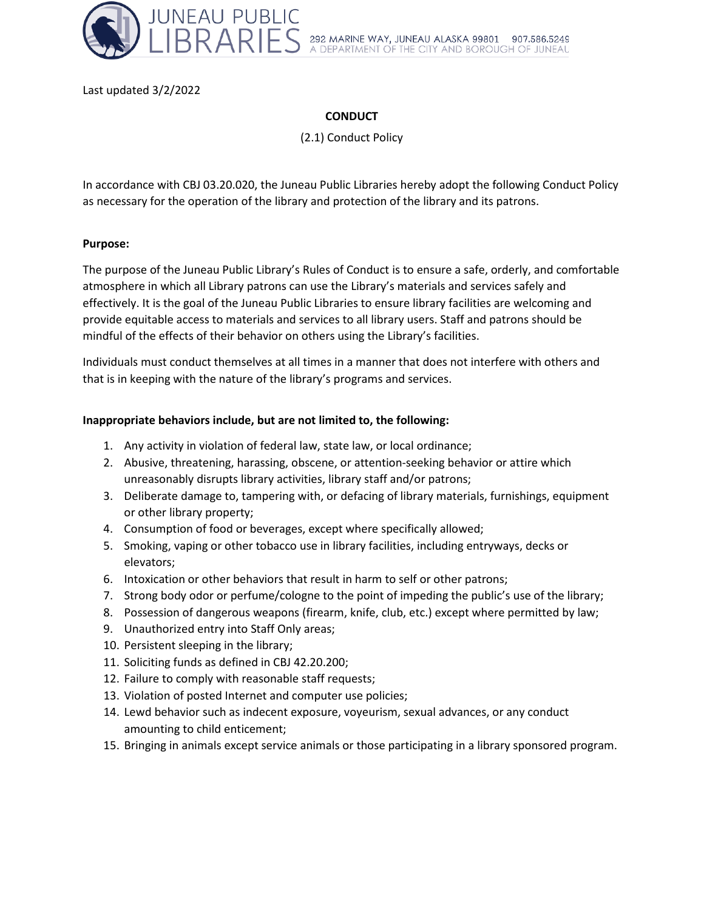Last updated 3/2/2022

## CONDUCT

(2.1) Conduct Policy

In accordance with CBJ 03.20.020, the Juneau Public Libraries hereby adopt the following Conduct Policy as necessary for the operation of the library and protection of the library and its patrons.

**Purpose:**

The purpose of the Juneau Public Library's Rules of Conduct is to ensure a safe, orderly, and comfortable atmosphere in which all Library patrons can use the Library's materials and services safely and effectively. It is the goal of the Juneau Public Libraries to ensure library facilities are welcoming and provide equitable access to materials and services to all library users. Staff and patrons should be mindful of the effects of their behavior on others using the Library's facilities.

Individuals must conduct themselves at all times in a manner that does not interfere with others and that is in keeping with the nature of the library's programs and services.

**Inappropriate behaviors include, but are not limited to, the following:**

1. Any activity in violation of federal law, state law, or local ordinance;
2. Abusive, threatening, harassing, obscene, or attention-seeking behavior or attire which unreasonably disrupts library activities, library staff and/or patrons;
3. Deliberate damage to, tampering with, or defacing of library materials, furnishings, equipment or other library property;
4. Consumption of food or beverages, except where specifically allowed;
5. Smoking, vaping or other tobacco use in library facilities, including entryways, decks or elevators;
6. Intoxication or other behaviors that result in harm to self or other patrons;
7. Strong body odor or perfume/cologne to the point of impeding the public's use of the library;
8. Possession of dangerous weapons (firearm, knife, club, etc.) except where permitted by law;
9. Unauthorized entry into Staff Only areas;
10. Persistent sleeping in the library;
11. Soliciting funds as defined in CBJ 42.20.200;
12. Failure to comply with reasonable staff requests;
13. Violation of posted Internet and computer use policies;
14. Lewd behavior such as indecent exposure, voyeurism, sexual advances, or any conduct amounting to child enticement;
15. Bringing in animals except service animals or those participating in a library sponsored program.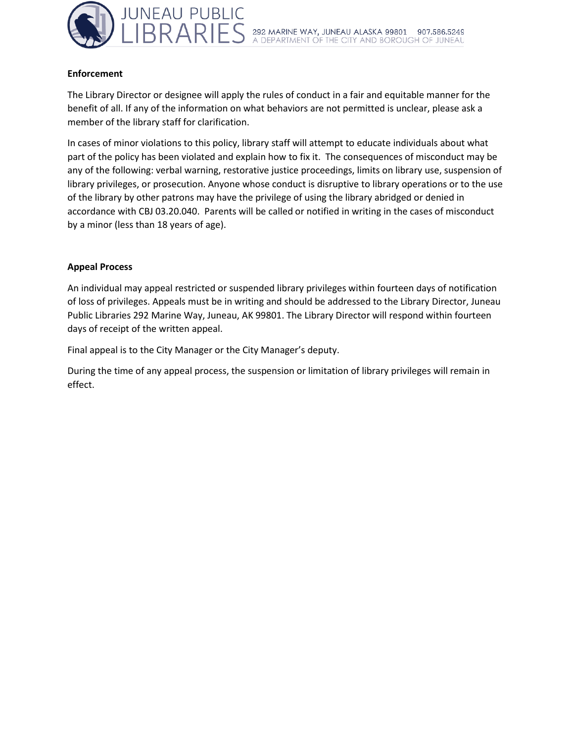### Enforcement

The Library Director or designee will apply the rules of conduct in a fair and equitable manner for the benefit of all. If any of the information on what behaviors are not permitted is unclear, please ask a member of the library staff for clarification.

In cases of minor violations to this policy, library staff will attempt to educate individuals about what part of the policy has been violated and explain how to fix it. The consequences of misconduct may be any of the following: verbal warning, restorative justice proceedings, limits on library use, suspension of library privileges, or prosecution. Anyone whose conduct is disruptive to library operations or to the use of the library by other patrons may have the privilege of using the library abridged or denied in accordance with CBJ 03.20.040. Parents will be called or notified in writing in the cases of misconduct by a minor (less than 18 years of age).

### Appeal Process

An individual may appeal restricted or suspended library privileges within fourteen days of notification of loss of privileges. Appeals must be in writing and should be addressed to the Library Director, Juneau Public Libraries 292 Marine Way, Juneau, AK 99801. The Library Director will respond within fourteen days of receipt of the written appeal.

Final appeal is to the City Manager or the City Manager's deputy.

During the time of any appeal process, the suspension or limitation of library privileges will remain in effect.